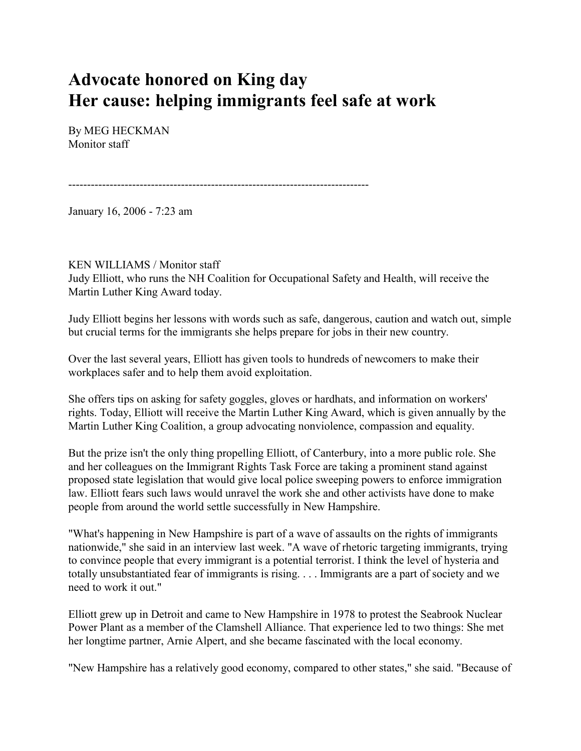# Advocate honored on King day
# Her cause: helping immigrants feel safe at work

By MEG HECKMAN
Monitor staff

--------------------------------------------------------------------------------

January 16, 2006 - 7:23 am

KEN WILLIAMS / Monitor staff
Judy Elliott, who runs the NH Coalition for Occupational Safety and Health, will receive the Martin Luther King Award today.

Judy Elliott begins her lessons with words such as safe, dangerous, caution and watch out, simple but crucial terms for the immigrants she helps prepare for jobs in their new country.

Over the last several years, Elliott has given tools to hundreds of newcomers to make their workplaces safer and to help them avoid exploitation.

She offers tips on asking for safety goggles, gloves or hardhats, and information on workers' rights. Today, Elliott will receive the Martin Luther King Award, which is given annually by the Martin Luther King Coalition, a group advocating nonviolence, compassion and equality.

But the prize isn't the only thing propelling Elliott, of Canterbury, into a more public role. She and her colleagues on the Immigrant Rights Task Force are taking a prominent stand against proposed state legislation that would give local police sweeping powers to enforce immigration law. Elliott fears such laws would unravel the work she and other activists have done to make people from around the world settle successfully in New Hampshire.

"What's happening in New Hampshire is part of a wave of assaults on the rights of immigrants nationwide," she said in an interview last week. "A wave of rhetoric targeting immigrants, trying to convince people that every immigrant is a potential terrorist. I think the level of hysteria and totally unsubstantiated fear of immigrants is rising. . . . Immigrants are a part of society and we need to work it out."

Elliott grew up in Detroit and came to New Hampshire in 1978 to protest the Seabrook Nuclear Power Plant as a member of the Clamshell Alliance. That experience led to two things: She met her longtime partner, Arnie Alpert, and she became fascinated with the local economy.

"New Hampshire has a relatively good economy, compared to other states," she said. "Because of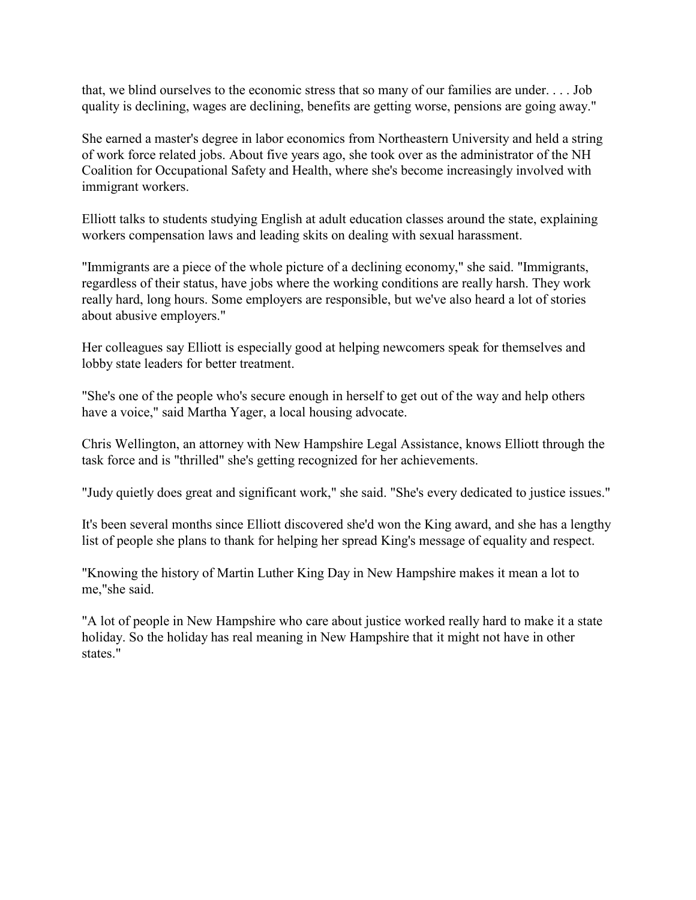that, we blind ourselves to the economic stress that so many of our families are under. . . . Job quality is declining, wages are declining, benefits are getting worse, pensions are going away."

She earned a master's degree in labor economics from Northeastern University and held a string of work force related jobs. About five years ago, she took over as the administrator of the NH Coalition for Occupational Safety and Health, where she's become increasingly involved with immigrant workers.

Elliott talks to students studying English at adult education classes around the state, explaining workers compensation laws and leading skits on dealing with sexual harassment.

"Immigrants are a piece of the whole picture of a declining economy," she said. "Immigrants, regardless of their status, have jobs where the working conditions are really harsh. They work really hard, long hours. Some employers are responsible, but we've also heard a lot of stories about abusive employers."

Her colleagues say Elliott is especially good at helping newcomers speak for themselves and lobby state leaders for better treatment.

"She's one of the people who's secure enough in herself to get out of the way and help others have a voice," said Martha Yager, a local housing advocate.

Chris Wellington, an attorney with New Hampshire Legal Assistance, knows Elliott through the task force and is "thrilled" she's getting recognized for her achievements.

"Judy quietly does great and significant work," she said. "She's every dedicated to justice issues."

It's been several months since Elliott discovered she'd won the King award, and she has a lengthy list of people she plans to thank for helping her spread King's message of equality and respect.

"Knowing the history of Martin Luther King Day in New Hampshire makes it mean a lot to me,"she said.

"A lot of people in New Hampshire who care about justice worked really hard to make it a state holiday. So the holiday has real meaning in New Hampshire that it might not have in other states."